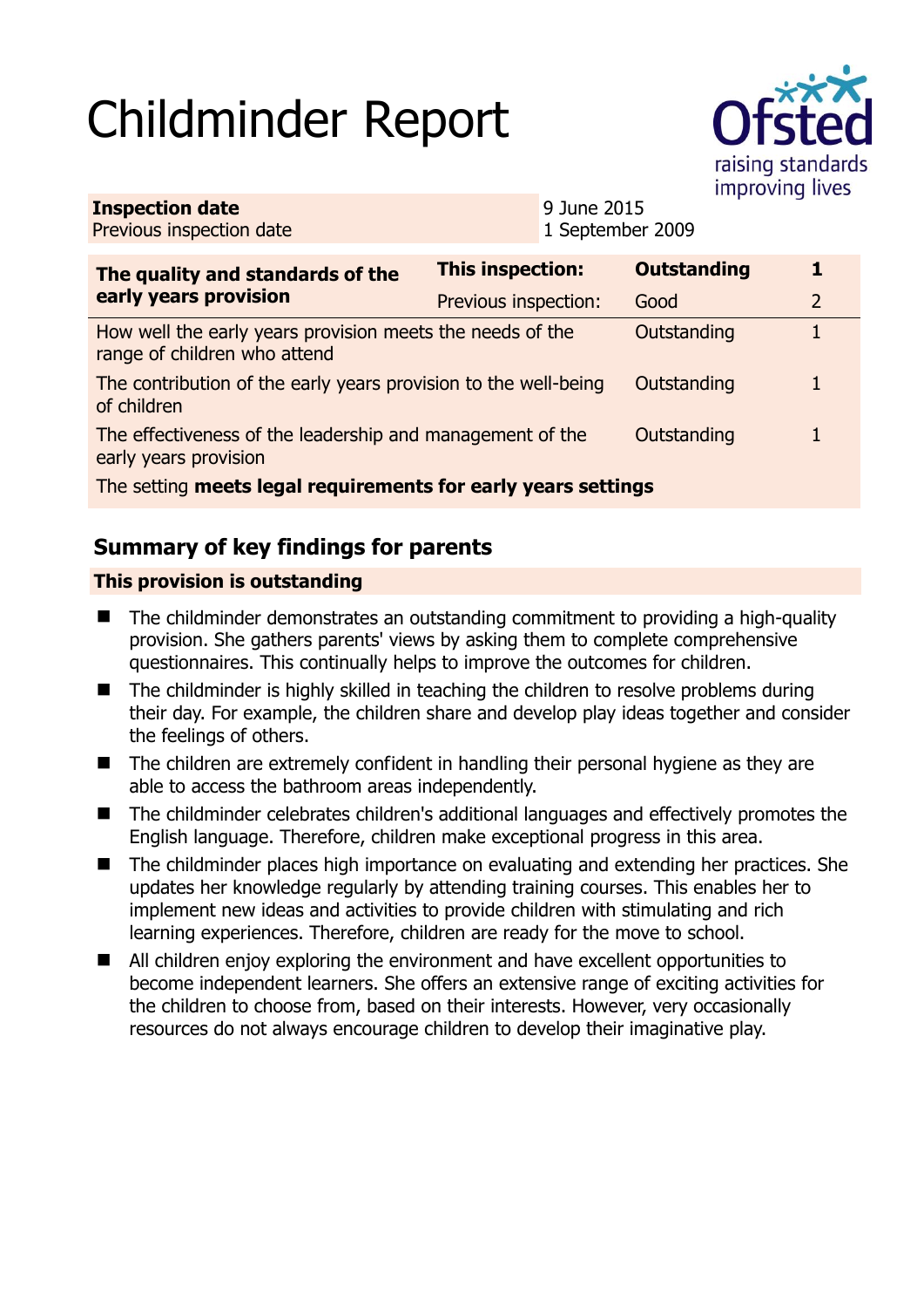# Childminder Report

Ofsted
raising standards
improving lives

| **Inspection date** | 9 June 2015 |
|---|---|
| Previous inspection date | 1 September 2009 |

| **The quality and standards of the early years provision** | **This inspection:** | **Outstanding** | **1** |
|---|---|---|---|
| | Previous inspection: | Good | 2 |
| How well the early years provision meets the needs of the range of children who attend | | Outstanding | 1 |
| The contribution of the early years provision to the well-being of children | | Outstanding | 1 |
| The effectiveness of the leadership and management of the early years provision | | Outstanding | 1 |
| The setting **meets legal requirements for early years settings** | | | |

## Summary of key findings for parents

**This provision is outstanding**

- The childminder demonstrates an outstanding commitment to providing a high-quality provision. She gathers parents' views by asking them to complete comprehensive questionnaires. This continually helps to improve the outcomes for children.
- The childminder is highly skilled in teaching the children to resolve problems during their day. For example, the children share and develop play ideas together and consider the feelings of others.
- The children are extremely confident in handling their personal hygiene as they are able to access the bathroom areas independently.
- The childminder celebrates children's additional languages and effectively promotes the English language. Therefore, children make exceptional progress in this area.
- The childminder places high importance on evaluating and extending her practices. She updates her knowledge regularly by attending training courses. This enables her to implement new ideas and activities to provide children with stimulating and rich learning experiences. Therefore, children are ready for the move to school.
- All children enjoy exploring the environment and have excellent opportunities to become independent learners. She offers an extensive range of exciting activities for the children to choose from, based on their interests. However, very occasionally resources do not always encourage children to develop their imaginative play.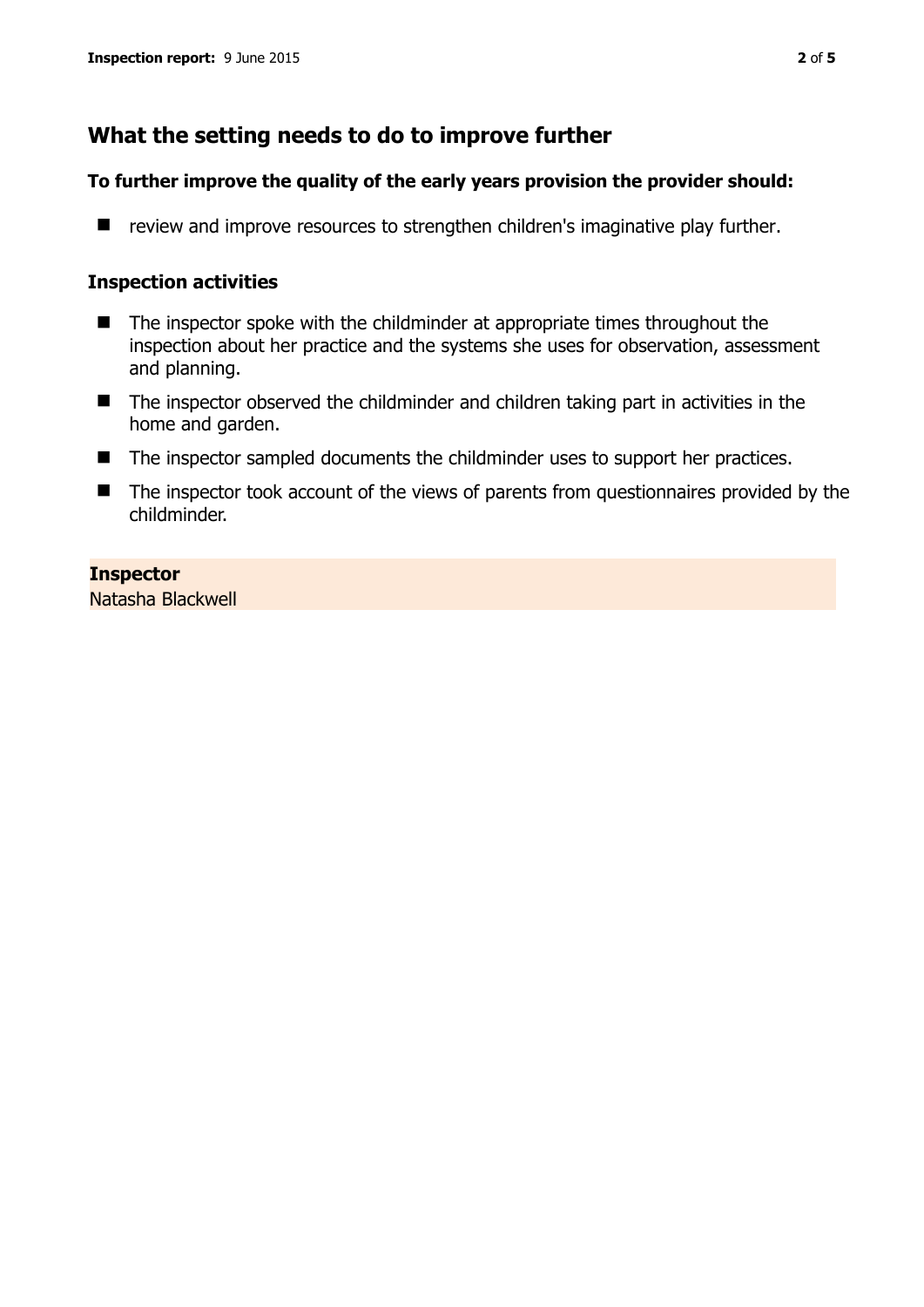## What the setting needs to do to improve further

### To further improve the quality of the early years provision the provider should:

- review and improve resources to strengthen children's imaginative play further.

### Inspection activities

- The inspector spoke with the childminder at appropriate times throughout the inspection about her practice and the systems she uses for observation, assessment and planning.
- The inspector observed the childminder and children taking part in activities in the home and garden.
- The inspector sampled documents the childminder uses to support her practices.
- The inspector took account of the views of parents from questionnaires provided by the childminder.

**Inspector**
Natasha Blackwell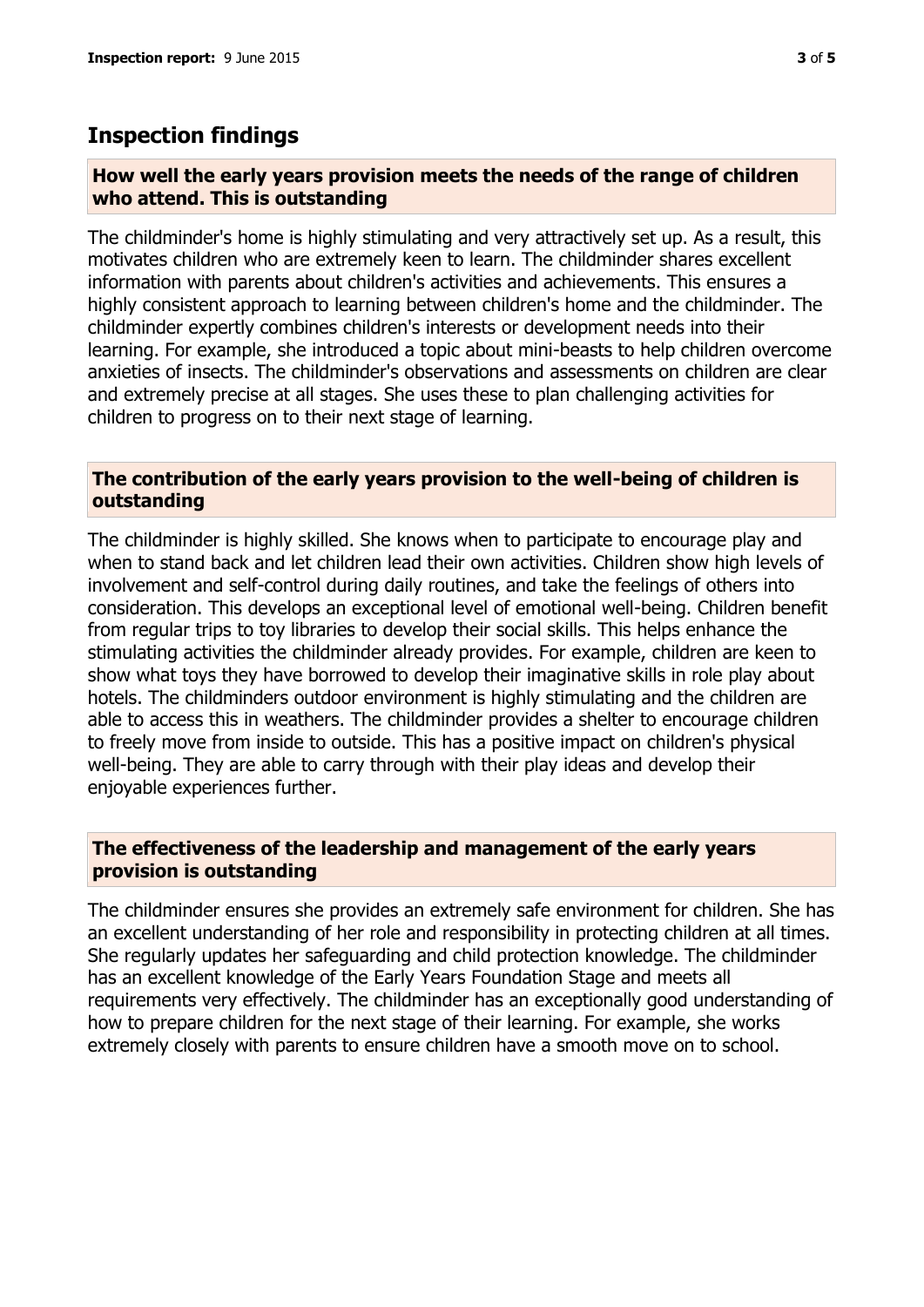## Inspection findings

### How well the early years provision meets the needs of the range of children who attend. This is outstanding

The childminder's home is highly stimulating and very attractively set up. As a result, this motivates children who are extremely keen to learn. The childminder shares excellent information with parents about children's activities and achievements. This ensures a highly consistent approach to learning between children's home and the childminder. The childminder expertly combines children's interests or development needs into their learning. For example, she introduced a topic about mini-beasts to help children overcome anxieties of insects. The childminder's observations and assessments on children are clear and extremely precise at all stages. She uses these to plan challenging activities for children to progress on to their next stage of learning.

### The contribution of the early years provision to the well-being of children is outstanding

The childminder is highly skilled. She knows when to participate to encourage play and when to stand back and let children lead their own activities. Children show high levels of involvement and self-control during daily routines, and take the feelings of others into consideration. This develops an exceptional level of emotional well-being. Children benefit from regular trips to toy libraries to develop their social skills. This helps enhance the stimulating activities the childminder already provides. For example, children are keen to show what toys they have borrowed to develop their imaginative skills in role play about hotels. The childminders outdoor environment is highly stimulating and the children are able to access this in weathers. The childminder provides a shelter to encourage children to freely move from inside to outside. This has a positive impact on children's physical well-being. They are able to carry through with their play ideas and develop their enjoyable experiences further.

### The effectiveness of the leadership and management of the early years provision is outstanding

The childminder ensures she provides an extremely safe environment for children. She has an excellent understanding of her role and responsibility in protecting children at all times. She regularly updates her safeguarding and child protection knowledge. The childminder has an excellent knowledge of the Early Years Foundation Stage and meets all requirements very effectively. The childminder has an exceptionally good understanding of how to prepare children for the next stage of their learning. For example, she works extremely closely with parents to ensure children have a smooth move on to school.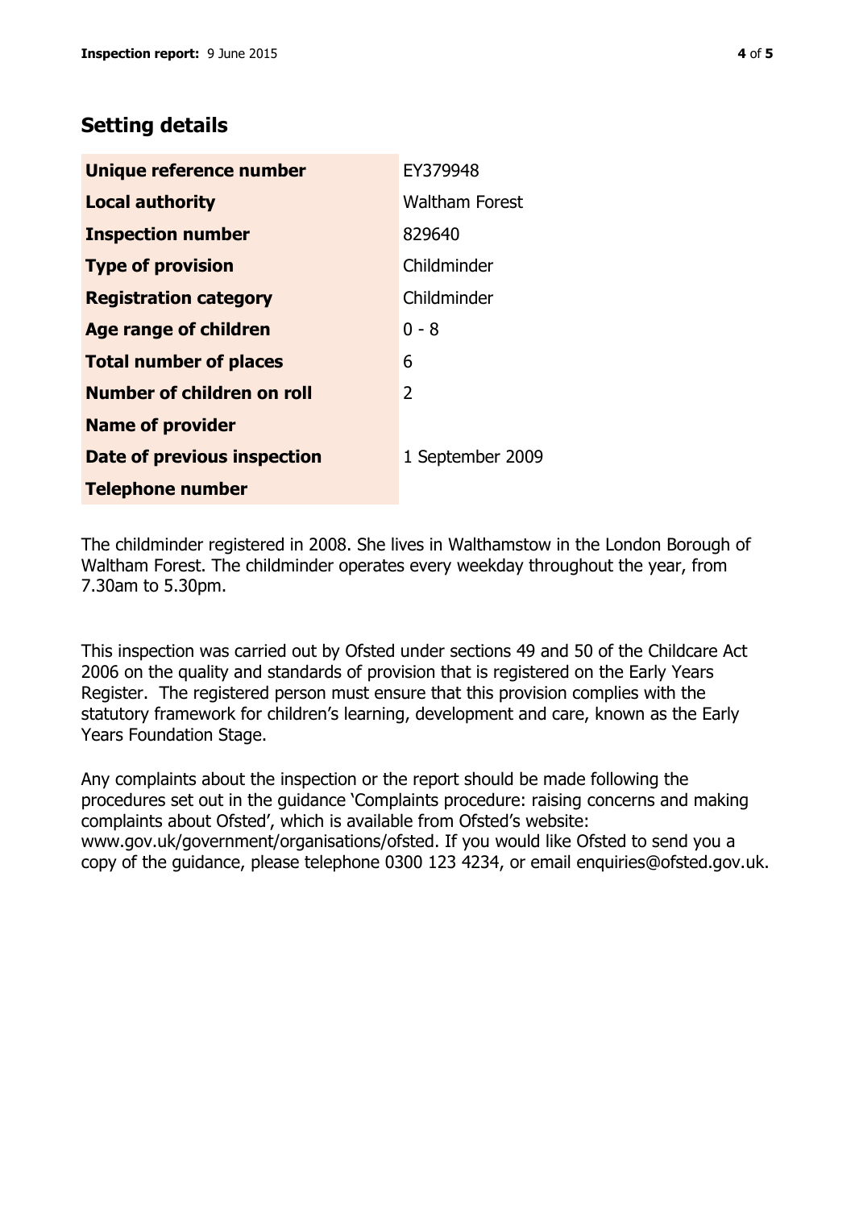## Setting details

| | |
|---|---|
| **Unique reference number** | EY379948 |
| **Local authority** | Waltham Forest |
| **Inspection number** | 829640 |
| **Type of provision** | Childminder |
| **Registration category** | Childminder |
| **Age range of children** | 0 - 8 |
| **Total number of places** | 6 |
| **Number of children on roll** | 2 |
| **Name of provider** | |
| **Date of previous inspection** | 1 September 2009 |
| **Telephone number** | |

The childminder registered in 2008. She lives in Walthamstow in the London Borough of Waltham Forest. The childminder operates every weekday throughout the year, from 7.30am to 5.30pm.

This inspection was carried out by Ofsted under sections 49 and 50 of the Childcare Act 2006 on the quality and standards of provision that is registered on the Early Years Register. The registered person must ensure that this provision complies with the statutory framework for children's learning, development and care, known as the Early Years Foundation Stage.

Any complaints about the inspection or the report should be made following the procedures set out in the guidance 'Complaints procedure: raising concerns and making complaints about Ofsted', which is available from Ofsted's website: www.gov.uk/government/organisations/ofsted. If you would like Ofsted to send you a copy of the guidance, please telephone 0300 123 4234, or email enquiries@ofsted.gov.uk.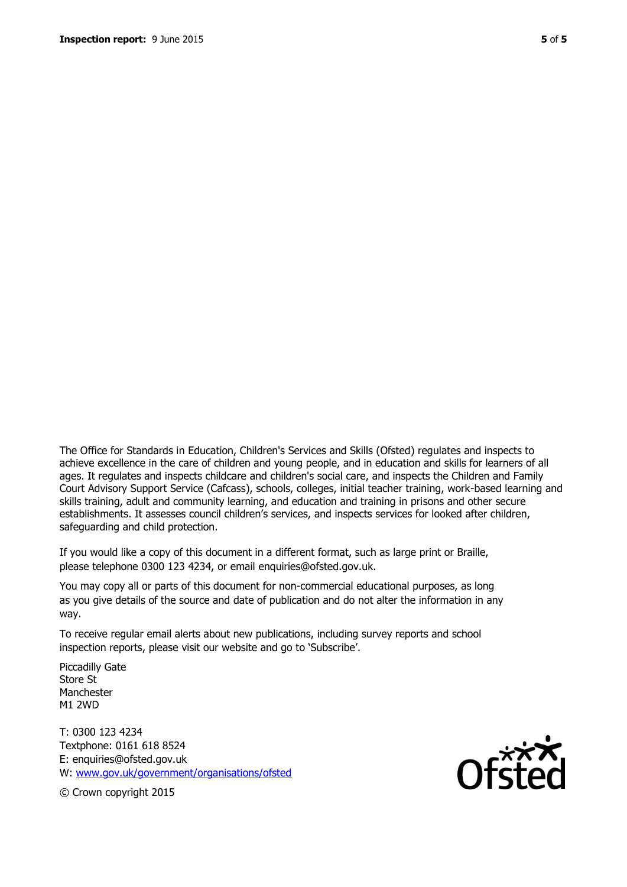The Office for Standards in Education, Children's Services and Skills (Ofsted) regulates and inspects to achieve excellence in the care of children and young people, and in education and skills for learners of all ages. It regulates and inspects childcare and children's social care, and inspects the Children and Family Court Advisory Support Service (Cafcass), schools, colleges, initial teacher training, work-based learning and skills training, adult and community learning, and education and training in prisons and other secure establishments. It assesses council children's services, and inspects services for looked after children, safeguarding and child protection.

If you would like a copy of this document in a different format, such as large print or Braille, please telephone 0300 123 4234, or email enquiries@ofsted.gov.uk.

You may copy all or parts of this document for non-commercial educational purposes, as long as you give details of the source and date of publication and do not alter the information in any way.

To receive regular email alerts about new publications, including survey reports and school inspection reports, please visit our website and go to 'Subscribe'.

Piccadilly Gate
Store St
Manchester
M1 2WD

T: 0300 123 4234
Textphone: 0161 618 8524
E: enquiries@ofsted.gov.uk
W: [www.gov.uk/government/organisations/ofsted](www.gov.uk/government/organisations/ofsted)

© Crown copyright 2015

Ofsted